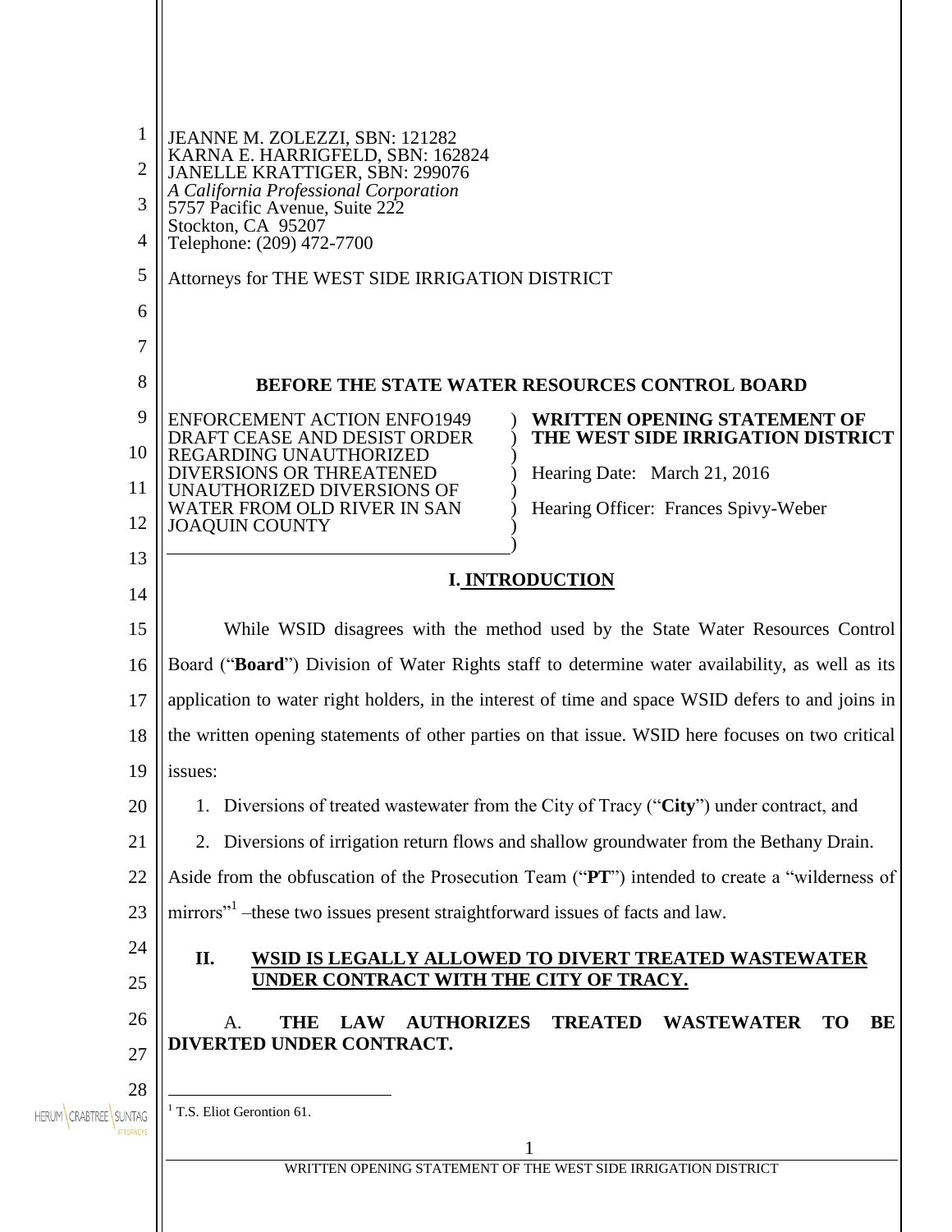JEANNE M. ZOLEZZI, SBN: 121282
KARNA E. HARRIGFELD, SBN: 162824
JANELLE KRATTIGER, SBN: 299076
*A California Professional Corporation*
5757 Pacific Avenue, Suite 222
Stockton, CA 95207
Telephone: (209) 472-7700

Attorneys for THE WEST SIDE IRRIGATION DISTRICT

**BEFORE THE STATE WATER RESOURCES CONTROL BOARD**

| | |
|---|---|
| ENFORCEMENT ACTION ENFO1949 DRAFT CEASE AND DESIST ORDER REGARDING UNAUTHORIZED DIVERSIONS OR THREATENED UNAUTHORIZED DIVERSIONS OF WATER FROM OLD RIVER IN SAN JOAQUIN COUNTY | **WRITTEN OPENING STATEMENT OF THE WEST SIDE IRRIGATION DISTRICT**<br><br>Hearing Date: March 21, 2016<br><br>Hearing Officer: Frances Spivy-Weber |

## I. INTRODUCTION

While WSID disagrees with the method used by the State Water Resources Control Board ("**Board**") Division of Water Rights staff to determine water availability, as well as its application to water right holders, in the interest of time and space WSID defers to and joins in the written opening statements of other parties on that issue. WSID here focuses on two critical issues:

1. Diversions of treated wastewater from the City of Tracy ("**City**") under contract, and
2. Diversions of irrigation return flows and shallow groundwater from the Bethany Drain.

Aside from the obfuscation of the Prosecution Team ("**PT**") intended to create a "wilderness of mirrors"[1] –these two issues present straightforward issues of facts and law.

## II. WSID IS LEGALLY ALLOWED TO DIVERT TREATED WASTEWATER UNDER CONTRACT WITH THE CITY OF TRACY.

### A. THE LAW AUTHORIZES TREATED WASTEWATER TO BE DIVERTED UNDER CONTRACT.

[1] T.S. Eliot Gerontion 61.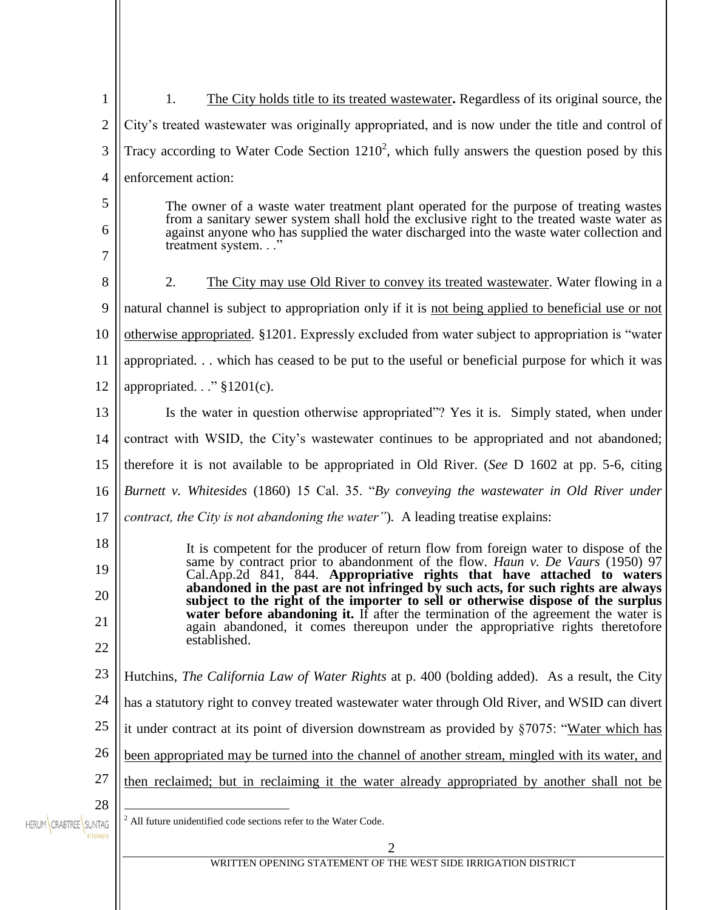1. <u>The City holds title to its treated wastewater</u>**.** Regardless of its original source, the City's treated wastewater was originally appropriated, and is now under the title and control of Tracy according to Water Code Section 1210[2], which fully answers the question posed by this enforcement action:

> The owner of a waste water treatment plant operated for the purpose of treating wastes from a sanitary sewer system shall hold the exclusive right to the treated waste water as against anyone who has supplied the water discharged into the waste water collection and treatment system. . ."

2. <u>The City may use Old River to convey its treated wastewater</u>. Water flowing in a natural channel is subject to appropriation only if it is <u>not being applied to beneficial use or not otherwise appropriated</u>. §1201. Expressly excluded from water subject to appropriation is "water appropriated. . . which has ceased to be put to the useful or beneficial purpose for which it was appropriated. . ." §1201(c).

Is the water in question otherwise appropriated"? Yes it is. Simply stated, when under contract with WSID, the City's wastewater continues to be appropriated and not abandoned; therefore it is not available to be appropriated in Old River. (*See* D 1602 at pp. 5-6, citing *Burnett v. Whitesides* (1860) 15 Cal. 35. "*By conveying the wastewater in Old River under contract, the City is not abandoning the water"*). A leading treatise explains:

> It is competent for the producer of return flow from foreign water to dispose of the same by contract prior to abandonment of the flow. *Haun v. De Vaurs* (1950) 97 Cal.App.2d 841, 844. **Appropriative rights that have attached to waters abandoned in the past are not infringed by such acts, for such rights are always subject to the right of the importer to sell or otherwise dispose of the surplus water before abandoning it.** If after the termination of the agreement the water is again abandoned, it comes thereupon under the appropriative rights theretofore established.

Hutchins, *The California Law of Water Rights* at p. 400 (bolding added). As a result, the City has a statutory right to convey treated wastewater water through Old River, and WSID can divert it under contract at its point of diversion downstream as provided by §7075: "<u>Water which has been appropriated may be turned into the channel of another stream, mingled with its water, and then reclaimed; but in reclaiming it the water already appropriated by another shall not be</u>

---

[2] All future unidentified code sections refer to the Water Code.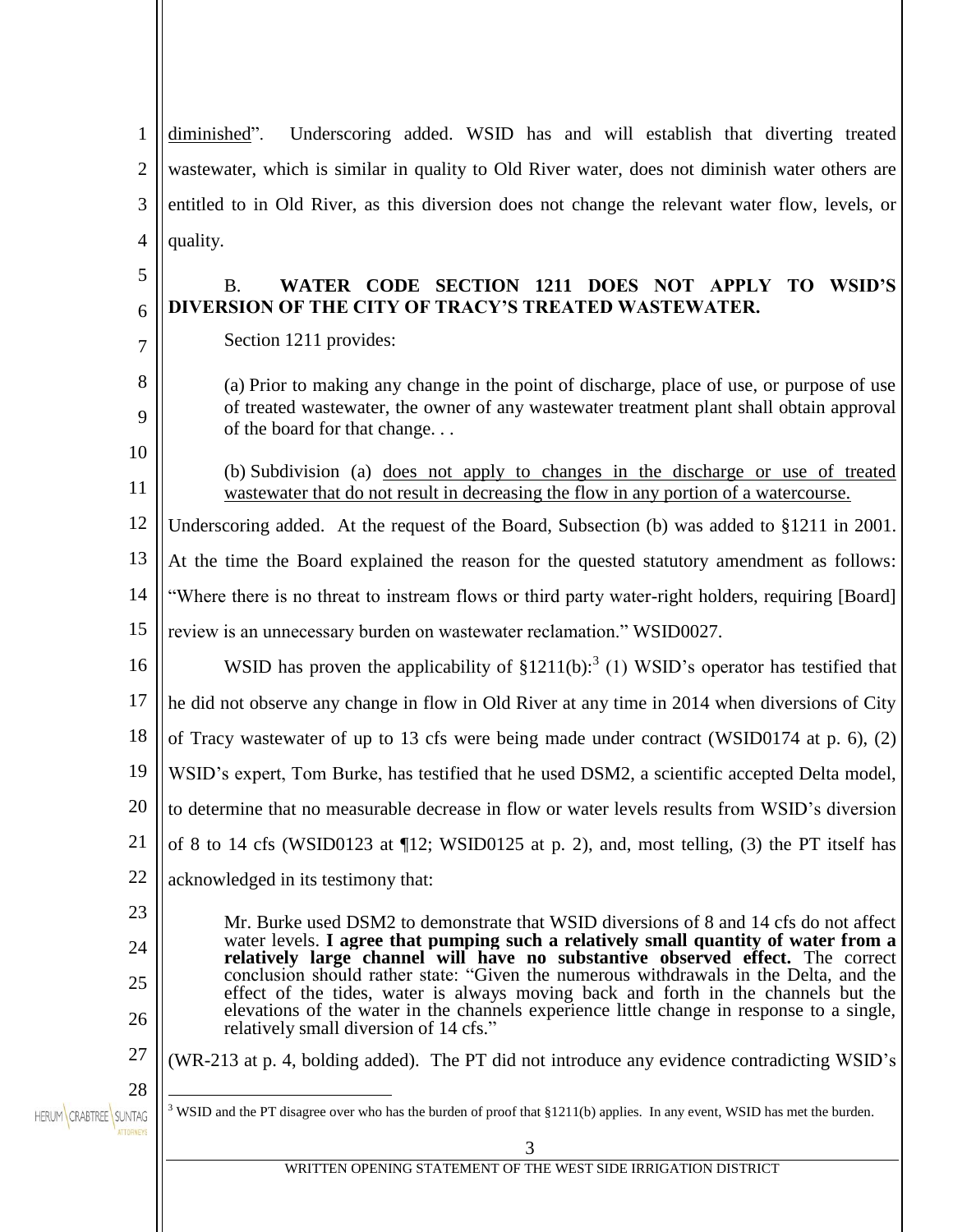diminished". Underscoring added. WSID has and will establish that diverting treated wastewater, which is similar in quality to Old River water, does not diminish water others are entitled to in Old River, as this diversion does not change the relevant water flow, levels, or quality.

### B. **WATER CODE SECTION 1211 DOES NOT APPLY TO WSID'S DIVERSION OF THE CITY OF TRACY'S TREATED WASTEWATER.**

Section 1211 provides:

> (a) Prior to making any change in the point of discharge, place of use, or purpose of use of treated wastewater, the owner of any wastewater treatment plant shall obtain approval of the board for that change. . .
>
> (b) Subdivision (a) does not apply to changes in the discharge or use of treated wastewater that do not result in decreasing the flow in any portion of a watercourse.

Underscoring added. At the request of the Board, Subsection (b) was added to §1211 in 2001. At the time the Board explained the reason for the quested statutory amendment as follows: "Where there is no threat to instream flows or third party water-right holders, requiring [Board] review is an unnecessary burden on wastewater reclamation." WSID0027.

WSID has proven the applicability of §1211(b):[3] (1) WSID's operator has testified that he did not observe any change in flow in Old River at any time in 2014 when diversions of City of Tracy wastewater of up to 13 cfs were being made under contract (WSID0174 at p. 6), (2) WSID's expert, Tom Burke, has testified that he used DSM2, a scientific accepted Delta model, to determine that no measurable decrease in flow or water levels results from WSID's diversion of 8 to 14 cfs (WSID0123 at ¶12; WSID0125 at p. 2), and, most telling, (3) the PT itself has acknowledged in its testimony that:

> Mr. Burke used DSM2 to demonstrate that WSID diversions of 8 and 14 cfs do not affect water levels. **I agree that pumping such a relatively small quantity of water from a relatively large channel will have no substantive observed effect.** The correct conclusion should rather state: "Given the numerous withdrawals in the Delta, and the effect of the tides, water is always moving back and forth in the channels but the elevations of the water in the channels experience little change in response to a single, relatively small diversion of 14 cfs."

(WR-213 at p. 4, bolding added). The PT did not introduce any evidence contradicting WSID's

---

[3] WSID and the PT disagree over who has the burden of proof that §1211(b) applies. In any event, WSID has met the burden.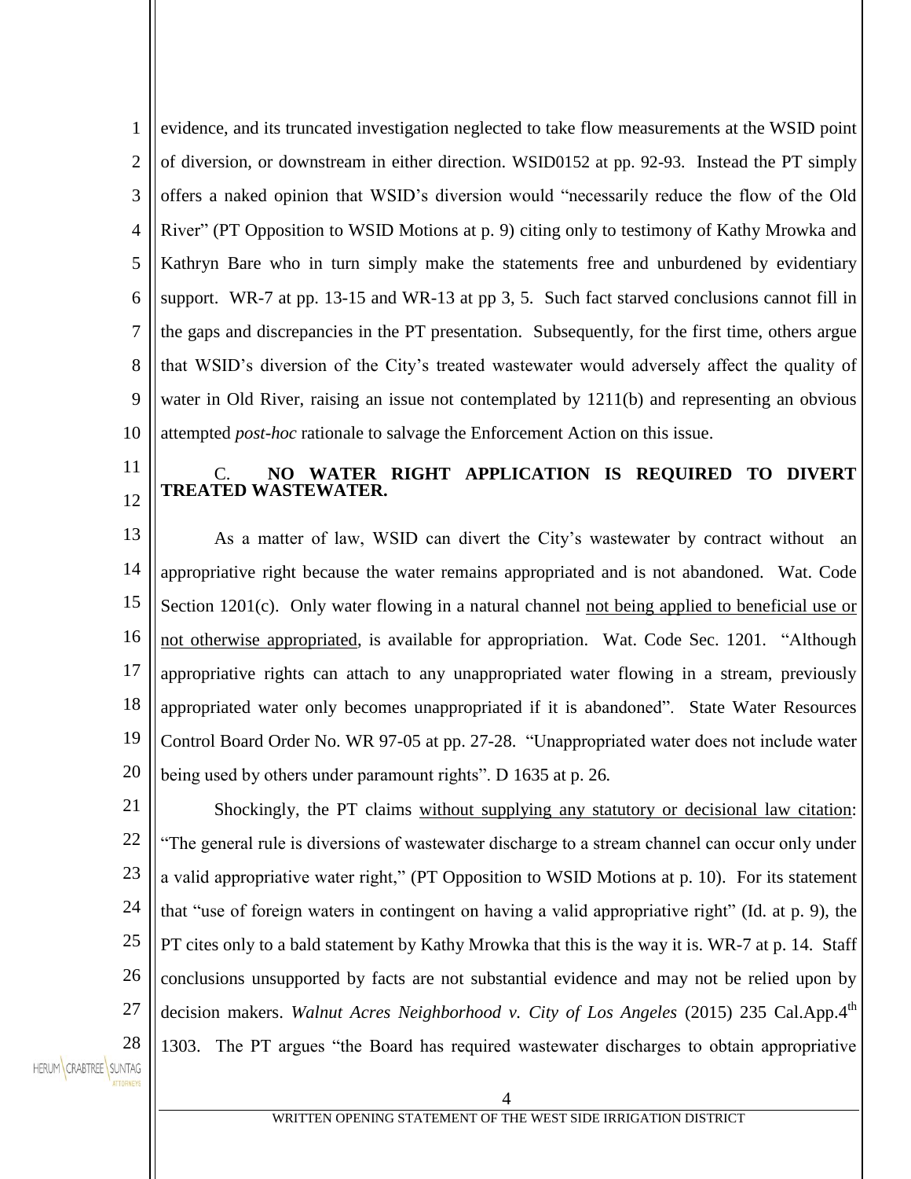evidence, and its truncated investigation neglected to take flow measurements at the WSID point of diversion, or downstream in either direction. WSID0152 at pp. 92-93. Instead the PT simply offers a naked opinion that WSID's diversion would "necessarily reduce the flow of the Old River" (PT Opposition to WSID Motions at p. 9) citing only to testimony of Kathy Mrowka and Kathryn Bare who in turn simply make the statements free and unburdened by evidentiary support. WR-7 at pp. 13-15 and WR-13 at pp 3, 5. Such fact starved conclusions cannot fill in the gaps and discrepancies in the PT presentation. Subsequently, for the first time, others argue that WSID's diversion of the City's treated wastewater would adversely affect the quality of water in Old River, raising an issue not contemplated by 1211(b) and representing an obvious attempted *post-hoc* rationale to salvage the Enforcement Action on this issue.

### C. NO WATER RIGHT APPLICATION IS REQUIRED TO DIVERT TREATED WASTEWATER.

As a matter of law, WSID can divert the City's wastewater by contract without an appropriative right because the water remains appropriated and is not abandoned. Wat. Code Section 1201(c). Only water flowing in a natural channel <u>not being applied to beneficial use or not otherwise appropriated</u>, is available for appropriation. Wat. Code Sec. 1201. "Although appropriative rights can attach to any unappropriated water flowing in a stream, previously appropriated water only becomes unappropriated if it is abandoned". State Water Resources Control Board Order No. WR 97-05 at pp. 27-28. "Unappropriated water does not include water being used by others under paramount rights". D 1635 at p. 26.

Shockingly, the PT claims <u>without supplying any statutory or decisional law citation</u>: "The general rule is diversions of wastewater discharge to a stream channel can occur only under a valid appropriative water right," (PT Opposition to WSID Motions at p. 10). For its statement that "use of foreign waters in contingent on having a valid appropriative right" (Id. at p. 9), the PT cites only to a bald statement by Kathy Mrowka that this is the way it is. WR-7 at p. 14. Staff conclusions unsupported by facts are not substantial evidence and may not be relied upon by decision makers. *Walnut Acres Neighborhood v. City of Los Angeles* (2015) 235 Cal.App.4th 1303. The PT argues "the Board has required wastewater discharges to obtain appropriative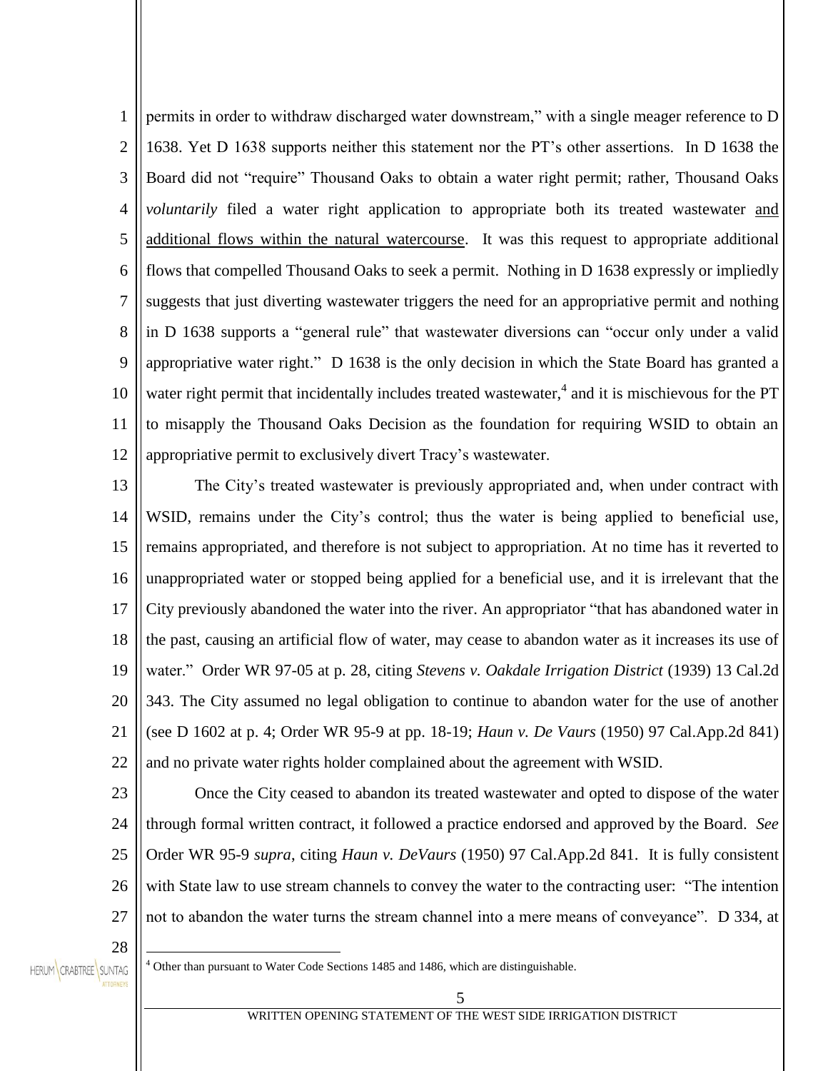permits in order to withdraw discharged water downstream," with a single meager reference to D 1638. Yet D 1638 supports neither this statement nor the PT's other assertions. In D 1638 the Board did not "require" Thousand Oaks to obtain a water right permit; rather, Thousand Oaks *voluntarily* filed a water right application to appropriate both its treated wastewater and additional flows within the natural watercourse. It was this request to appropriate additional flows that compelled Thousand Oaks to seek a permit. Nothing in D 1638 expressly or impliedly suggests that just diverting wastewater triggers the need for an appropriative permit and nothing in D 1638 supports a "general rule" that wastewater diversions can "occur only under a valid appropriative water right." D 1638 is the only decision in which the State Board has granted a water right permit that incidentally includes treated wastewater,[4] and it is mischievous for the PT to misapply the Thousand Oaks Decision as the foundation for requiring WSID to obtain an appropriative permit to exclusively divert Tracy's wastewater.

The City's treated wastewater is previously appropriated and, when under contract with WSID, remains under the City's control; thus the water is being applied to beneficial use, remains appropriated, and therefore is not subject to appropriation. At no time has it reverted to unappropriated water or stopped being applied for a beneficial use, and it is irrelevant that the City previously abandoned the water into the river. An appropriator "that has abandoned water in the past, causing an artificial flow of water, may cease to abandon water as it increases its use of water." Order WR 97-05 at p. 28, citing *Stevens v. Oakdale Irrigation District* (1939) 13 Cal.2d 343. The City assumed no legal obligation to continue to abandon water for the use of another (see D 1602 at p. 4; Order WR 95-9 at pp. 18-19; *Haun v. De Vaurs* (1950) 97 Cal.App.2d 841) and no private water rights holder complained about the agreement with WSID.

Once the City ceased to abandon its treated wastewater and opted to dispose of the water through formal written contract, it followed a practice endorsed and approved by the Board. *See* Order WR 95-9 *supra*, citing *Haun v. DeVaurs* (1950) 97 Cal.App.2d 841. It is fully consistent with State law to use stream channels to convey the water to the contracting user: "The intention not to abandon the water turns the stream channel into a mere means of conveyance". D 334, at

[4] Other than pursuant to Water Code Sections 1485 and 1486, which are distinguishable.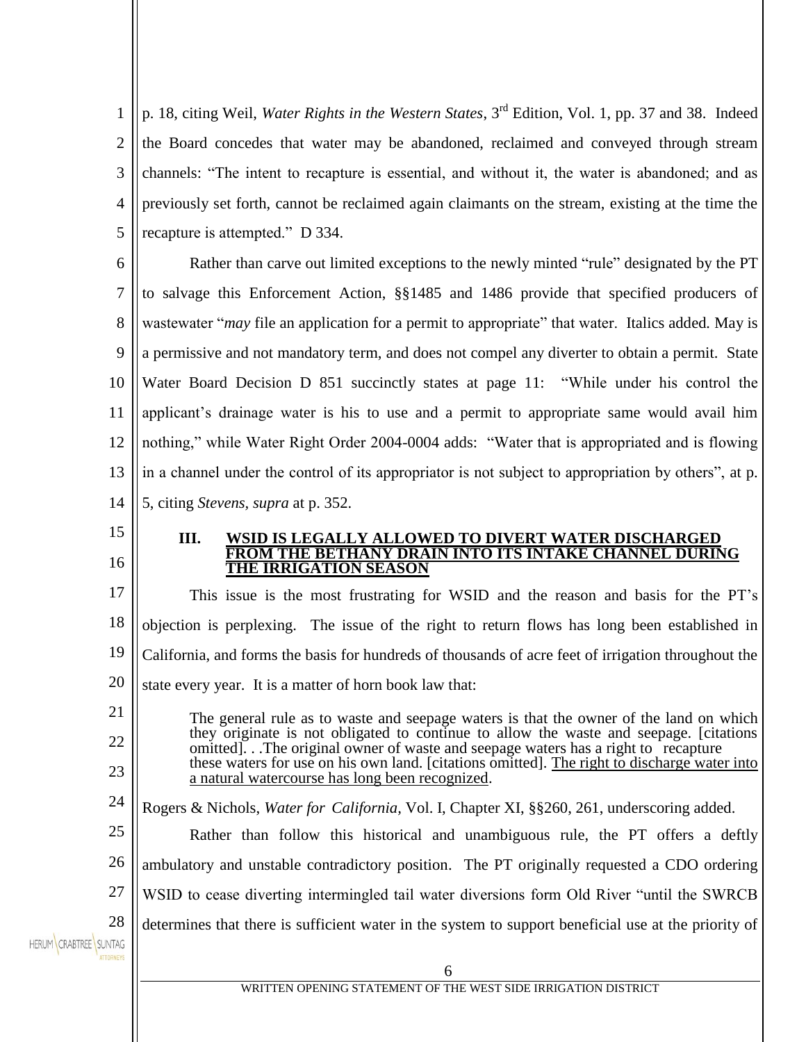p. 18, citing Weil, *Water Rights in the Western States*, 3rd Edition, Vol. 1, pp. 37 and 38. Indeed the Board concedes that water may be abandoned, reclaimed and conveyed through stream channels: "The intent to recapture is essential, and without it, the water is abandoned; and as previously set forth, cannot be reclaimed again claimants on the stream, existing at the time the recapture is attempted." D 334.

Rather than carve out limited exceptions to the newly minted "rule" designated by the PT to salvage this Enforcement Action, §§1485 and 1486 provide that specified producers of wastewater "*may* file an application for a permit to appropriate" that water. Italics added. May is a permissive and not mandatory term, and does not compel any diverter to obtain a permit. State Water Board Decision D 851 succinctly states at page 11: "While under his control the applicant's drainage water is his to use and a permit to appropriate same would avail him nothing," while Water Right Order 2004-0004 adds: "Water that is appropriated and is flowing in a channel under the control of its appropriator is not subject to appropriation by others", at p. 5, citing *Stevens, supra* at p. 352.

## III. WSID IS LEGALLY ALLOWED TO DIVERT WATER DISCHARGED FROM THE BETHANY DRAIN INTO ITS INTAKE CHANNEL DURING THE IRRIGATION SEASON

This issue is the most frustrating for WSID and the reason and basis for the PT's objection is perplexing. The issue of the right to return flows has long been established in California, and forms the basis for hundreds of thousands of acre feet of irrigation throughout the state every year. It is a matter of horn book law that:

> The general rule as to waste and seepage waters is that the owner of the land on which they originate is not obligated to continue to allow the waste and seepage. [citations omitted]. . .The original owner of waste and seepage waters has a right to recapture these waters for use on his own land. [citations omitted]. <u>The right to discharge water into a natural watercourse has long been recognized</u>.

Rogers & Nichols, *Water for California*, Vol. I, Chapter XI, §§260, 261, underscoring added.

Rather than follow this historical and unambiguous rule, the PT offers a deftly ambulatory and unstable contradictory position. The PT originally requested a CDO ordering WSID to cease diverting intermingled tail water diversions form Old River "until the SWRCB determines that there is sufficient water in the system to support beneficial use at the priority of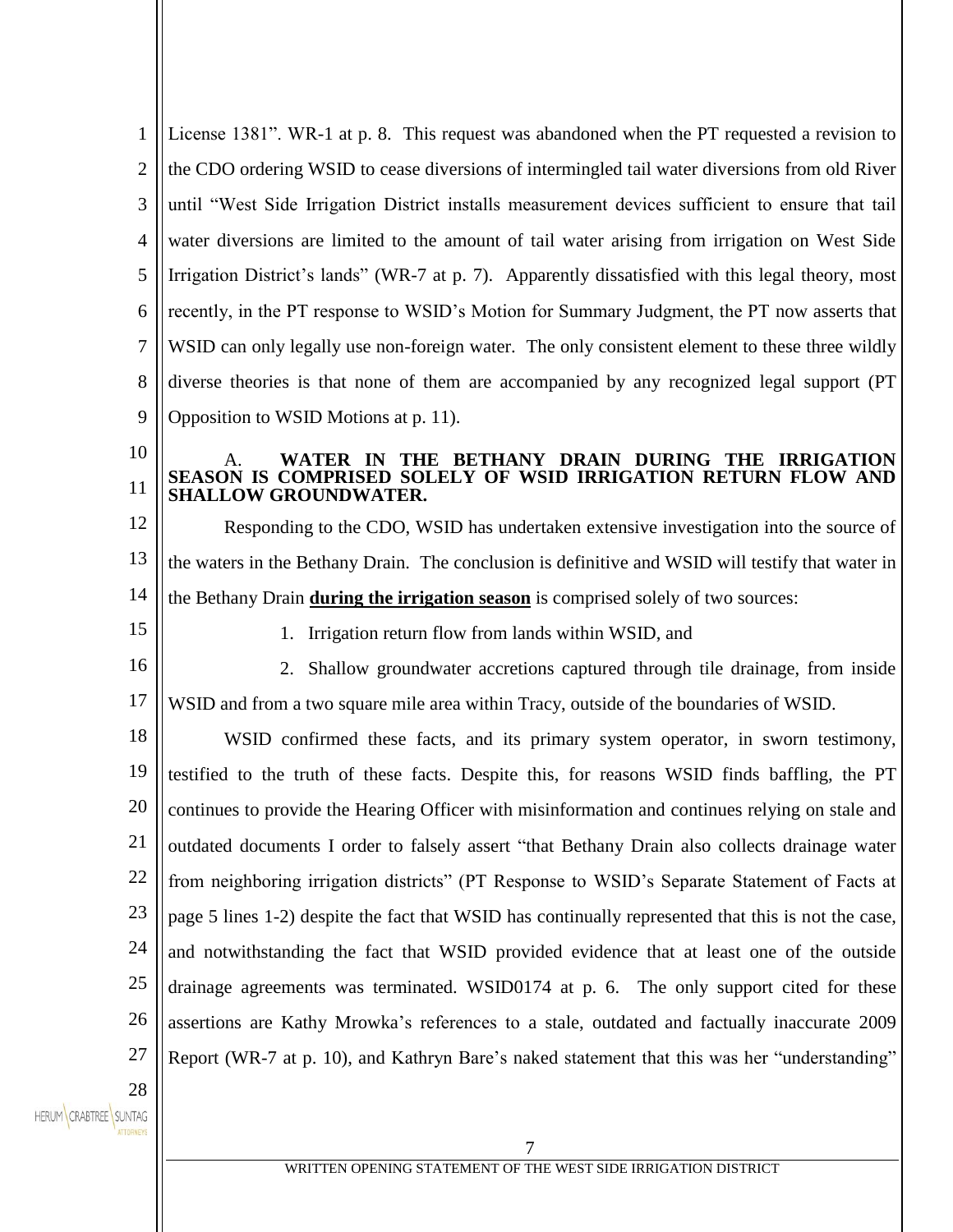License 1381". WR-1 at p. 8. This request was abandoned when the PT requested a revision to the CDO ordering WSID to cease diversions of intermingled tail water diversions from old River until "West Side Irrigation District installs measurement devices sufficient to ensure that tail water diversions are limited to the amount of tail water arising from irrigation on West Side Irrigation District's lands" (WR-7 at p. 7). Apparently dissatisfied with this legal theory, most recently, in the PT response to WSID's Motion for Summary Judgment, the PT now asserts that WSID can only legally use non-foreign water. The only consistent element to these three wildly diverse theories is that none of them are accompanied by any recognized legal support (PT Opposition to WSID Motions at p. 11).

### A. WATER IN THE BETHANY DRAIN DURING THE IRRIGATION SEASON IS COMPRISED SOLELY OF WSID IRRIGATION RETURN FLOW AND SHALLOW GROUNDWATER.

Responding to the CDO, WSID has undertaken extensive investigation into the source of the waters in the Bethany Drain. The conclusion is definitive and WSID will testify that water in the Bethany Drain **during the irrigation season** is comprised solely of two sources:

1. Irrigation return flow from lands within WSID, and
2. Shallow groundwater accretions captured through tile drainage, from inside WSID and from a two square mile area within Tracy, outside of the boundaries of WSID.

WSID confirmed these facts, and its primary system operator, in sworn testimony, testified to the truth of these facts. Despite this, for reasons WSID finds baffling, the PT continues to provide the Hearing Officer with misinformation and continues relying on stale and outdated documents I order to falsely assert "that Bethany Drain also collects drainage water from neighboring irrigation districts" (PT Response to WSID's Separate Statement of Facts at page 5 lines 1-2) despite the fact that WSID has continually represented that this is not the case, and notwithstanding the fact that WSID provided evidence that at least one of the outside drainage agreements was terminated. WSID0174 at p. 6. The only support cited for these assertions are Kathy Mrowka's references to a stale, outdated and factually inaccurate 2009 Report (WR-7 at p. 10), and Kathryn Bare's naked statement that this was her "understanding"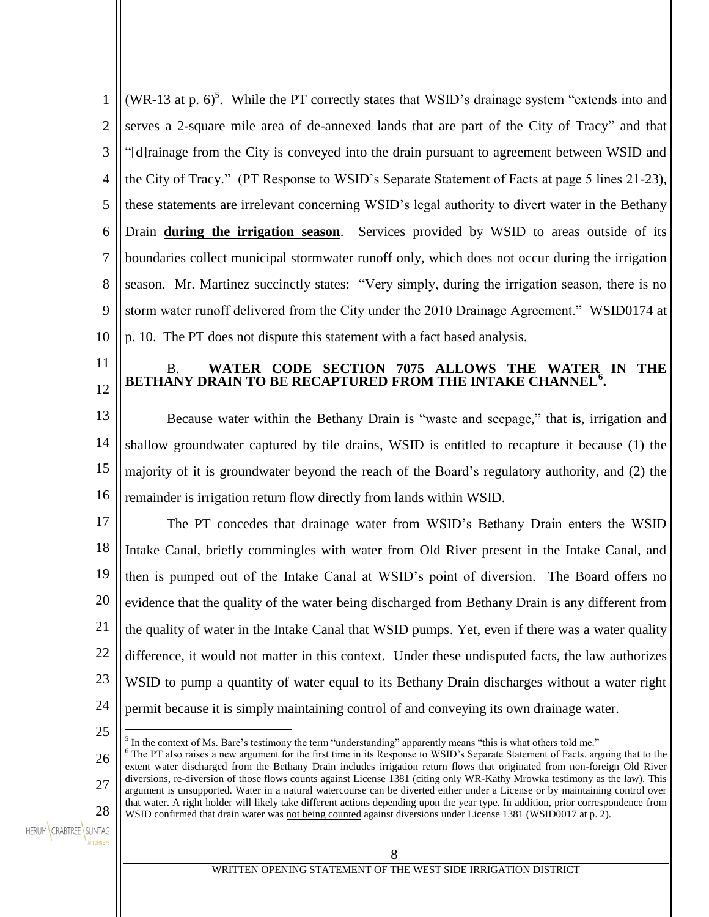(WR-13 at p. 6)[5]. While the PT correctly states that WSID's drainage system "extends into and serves a 2-square mile area of de-annexed lands that are part of the City of Tracy" and that "[d]rainage from the City is conveyed into the drain pursuant to agreement between WSID and the City of Tracy." (PT Response to WSID's Separate Statement of Facts at page 5 lines 21-23), these statements are irrelevant concerning WSID's legal authority to divert water in the Bethany Drain **during the irrigation season**. Services provided by WSID to areas outside of its boundaries collect municipal stormwater runoff only, which does not occur during the irrigation season. Mr. Martinez succinctly states: "Very simply, during the irrigation season, there is no storm water runoff delivered from the City under the 2010 Drainage Agreement." WSID0174 at p. 10. The PT does not dispute this statement with a fact based analysis.

### B. WATER CODE SECTION 7075 ALLOWS THE WATER IN THE BETHANY DRAIN TO BE RECAPTURED FROM THE INTAKE CHANNEL[6].

Because water within the Bethany Drain is "waste and seepage," that is, irrigation and shallow groundwater captured by tile drains, WSID is entitled to recapture it because (1) the majority of it is groundwater beyond the reach of the Board's regulatory authority, and (2) the remainder is irrigation return flow directly from lands within WSID.

The PT concedes that drainage water from WSID's Bethany Drain enters the WSID Intake Canal, briefly commingles with water from Old River present in the Intake Canal, and then is pumped out of the Intake Canal at WSID's point of diversion. The Board offers no evidence that the quality of the water being discharged from Bethany Drain is any different from the quality of water in the Intake Canal that WSID pumps. Yet, even if there was a water quality difference, it would not matter in this context. Under these undisputed facts, the law authorizes WSID to pump a quantity of water equal to its Bethany Drain discharges without a water right permit because it is simply maintaining control of and conveying its own drainage water.

[5] In the context of Ms. Bare's testimony the term "understanding" apparently means "this is what others told me."

[6] The PT also raises a new argument for the first time in its Response to WSID's Separate Statement of Facts. arguing that to the extent water discharged from the Bethany Drain includes irrigation return flows that originated from non-foreign Old River diversions, re-diversion of those flows counts against License 1381 (citing only WR-Kathy Mrowka testimony as the law). This argument is unsupported. Water in a natural watercourse can be diverted either under a License or by maintaining control over that water. A right holder will likely take different actions depending upon the year type. In addition, prior correspondence from WSID confirmed that drain water was <u>not being counted</u> against diversions under License 1381 (WSID0017 at p. 2).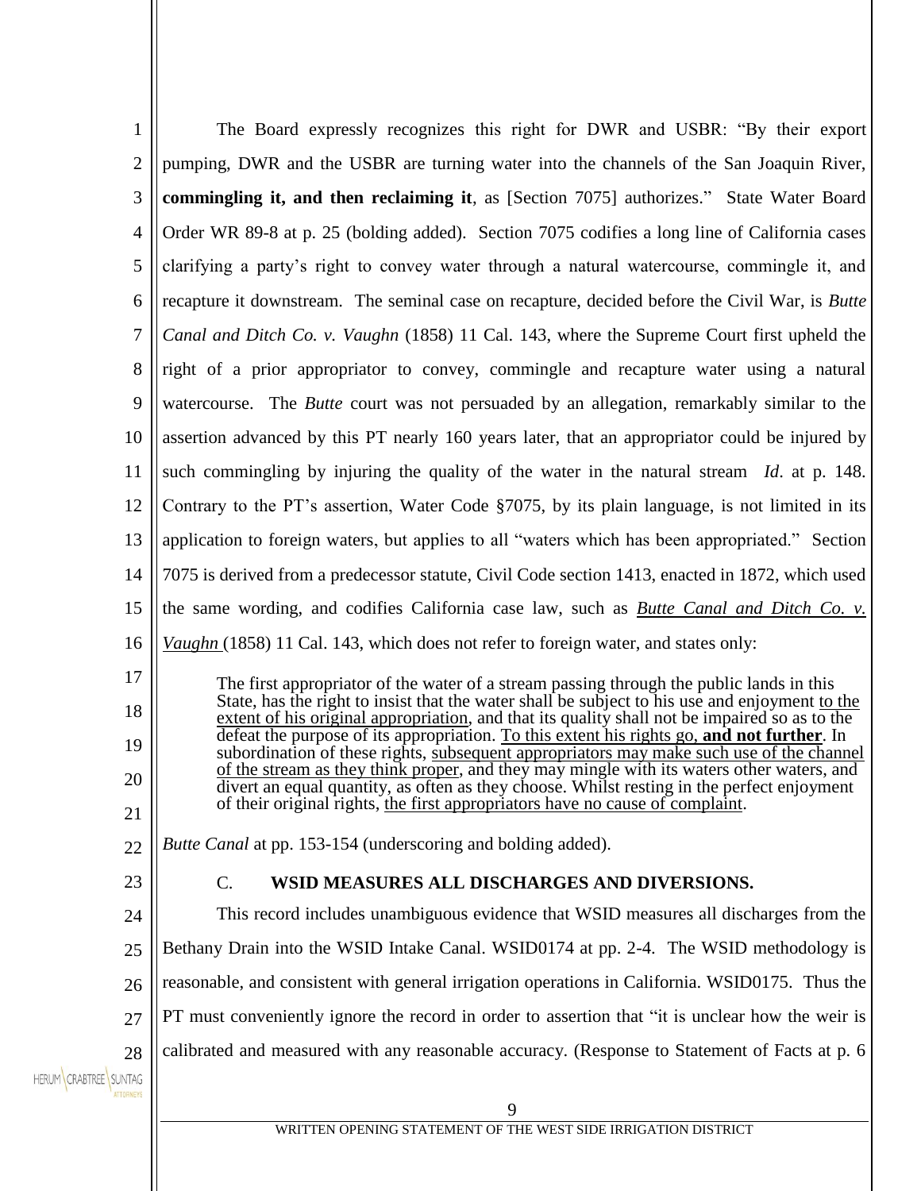The Board expressly recognizes this right for DWR and USBR: "By their export pumping, DWR and the USBR are turning water into the channels of the San Joaquin River, **commingling it, and then reclaiming it**, as [Section 7075] authorizes." State Water Board Order WR 89-8 at p. 25 (bolding added). Section 7075 codifies a long line of California cases clarifying a party's right to convey water through a natural watercourse, commingle it, and recapture it downstream. The seminal case on recapture, decided before the Civil War, is *Butte Canal and Ditch Co. v. Vaughn* (1858) 11 Cal. 143, where the Supreme Court first upheld the right of a prior appropriator to convey, commingle and recapture water using a natural watercourse. The *Butte* court was not persuaded by an allegation, remarkably similar to the assertion advanced by this PT nearly 160 years later, that an appropriator could be injured by such commingling by injuring the quality of the water in the natural stream *Id*. at p. 148. Contrary to the PT's assertion, Water Code §7075, by its plain language, is not limited in its application to foreign waters, but applies to all "waters which has been appropriated." Section 7075 is derived from a predecessor statute, Civil Code section 1413, enacted in 1872, which used the same wording, and codifies California case law, such as *Butte Canal and Ditch Co. v. Vaughn* (1858) 11 Cal. 143, which does not refer to foreign water, and states only:

> The first appropriator of the water of a stream passing through the public lands in this State, has the right to insist that the water shall be subject to his use and enjoyment to the extent of his original appropriation, and that its quality shall not be impaired so as to the defeat the purpose of its appropriation. To this extent his rights go, **and not further**. In subordination of these rights, subsequent appropriators may make such use of the channel of the stream as they think proper, and they may mingle with its waters other waters, and divert an equal quantity, as often as they choose. Whilst resting in the perfect enjoyment of their original rights, the first appropriators have no cause of complaint.

*Butte Canal* at pp. 153-154 (underscoring and bolding added).

### C. WSID MEASURES ALL DISCHARGES AND DIVERSIONS.

This record includes unambiguous evidence that WSID measures all discharges from the Bethany Drain into the WSID Intake Canal. WSID0174 at pp. 2-4. The WSID methodology is reasonable, and consistent with general irrigation operations in California. WSID0175. Thus the PT must conveniently ignore the record in order to assertion that "it is unclear how the weir is calibrated and measured with any reasonable accuracy. (Response to Statement of Facts at p. 6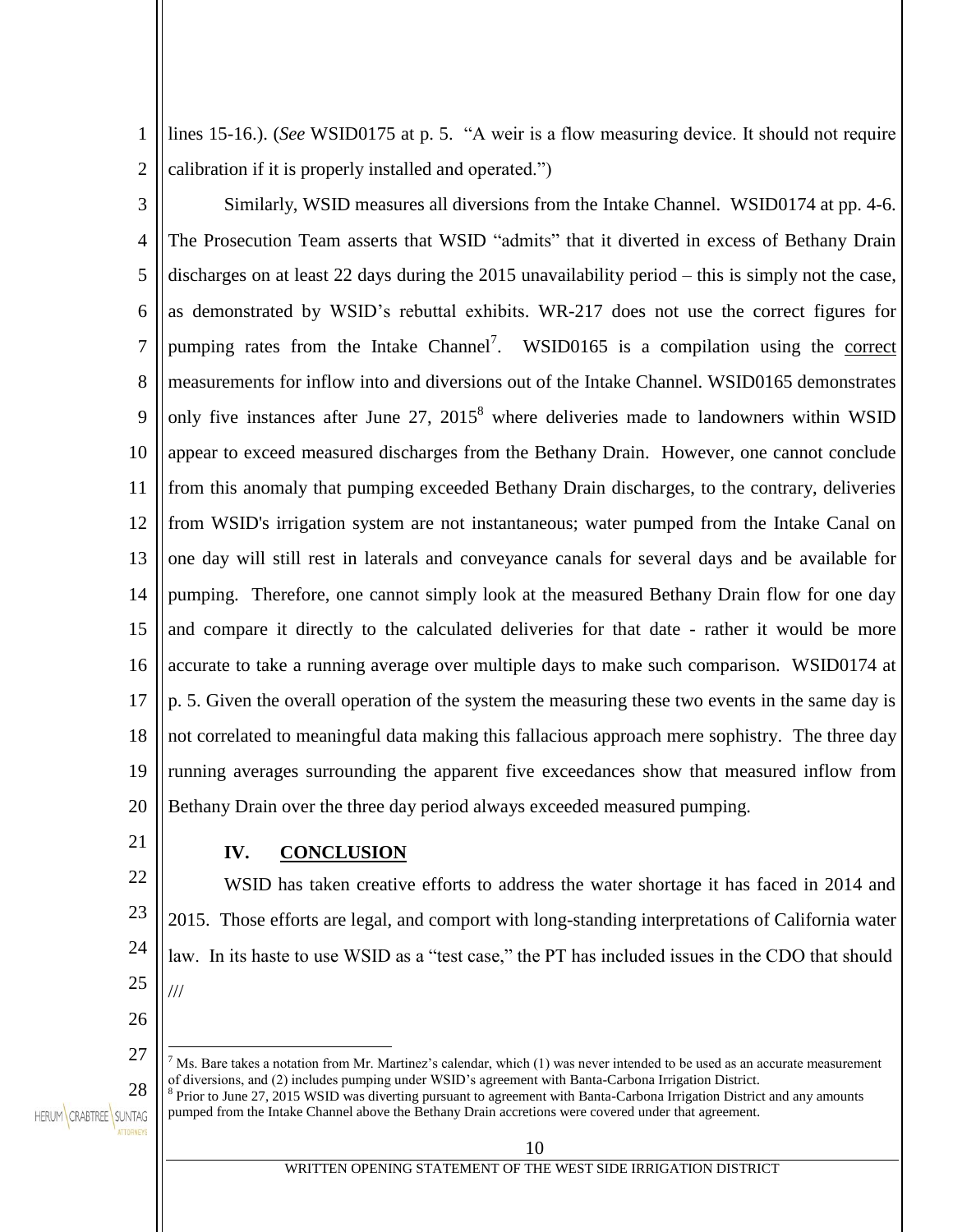lines 15-16.). (*See* WSID0175 at p. 5. "A weir is a flow measuring device. It should not require calibration if it is properly installed and operated.")

Similarly, WSID measures all diversions from the Intake Channel. WSID0174 at pp. 4-6. The Prosecution Team asserts that WSID "admits" that it diverted in excess of Bethany Drain discharges on at least 22 days during the 2015 unavailability period – this is simply not the case, as demonstrated by WSID's rebuttal exhibits. WR-217 does not use the correct figures for pumping rates from the Intake Channel[7]. WSID0165 is a compilation using the <u>correct</u> measurements for inflow into and diversions out of the Intake Channel. WSID0165 demonstrates only five instances after June 27, 2015[8] where deliveries made to landowners within WSID appear to exceed measured discharges from the Bethany Drain. However, one cannot conclude from this anomaly that pumping exceeded Bethany Drain discharges, to the contrary, deliveries from WSID's irrigation system are not instantaneous; water pumped from the Intake Canal on one day will still rest in laterals and conveyance canals for several days and be available for pumping. Therefore, one cannot simply look at the measured Bethany Drain flow for one day and compare it directly to the calculated deliveries for that date - rather it would be more accurate to take a running average over multiple days to make such comparison. WSID0174 at p. 5. Given the overall operation of the system the measuring these two events in the same day is not correlated to meaningful data making this fallacious approach mere sophistry. The three day running averages surrounding the apparent five exceedances show that measured inflow from Bethany Drain over the three day period always exceeded measured pumping.

## IV. <u>CONCLUSION</u>

WSID has taken creative efforts to address the water shortage it has faced in 2014 and 2015. Those efforts are legal, and comport with long-standing interpretations of California water law. In its haste to use WSID as a "test case," the PT has included issues in the CDO that should

///

---

[7] Ms. Bare takes a notation from Mr. Martinez's calendar, which (1) was never intended to be used as an accurate measurement of diversions, and (2) includes pumping under WSID's agreement with Banta-Carbona Irrigation District.

[8] Prior to June 27, 2015 WSID was diverting pursuant to agreement with Banta-Carbona Irrigation District and any amounts pumped from the Intake Channel above the Bethany Drain accretions were covered under that agreement.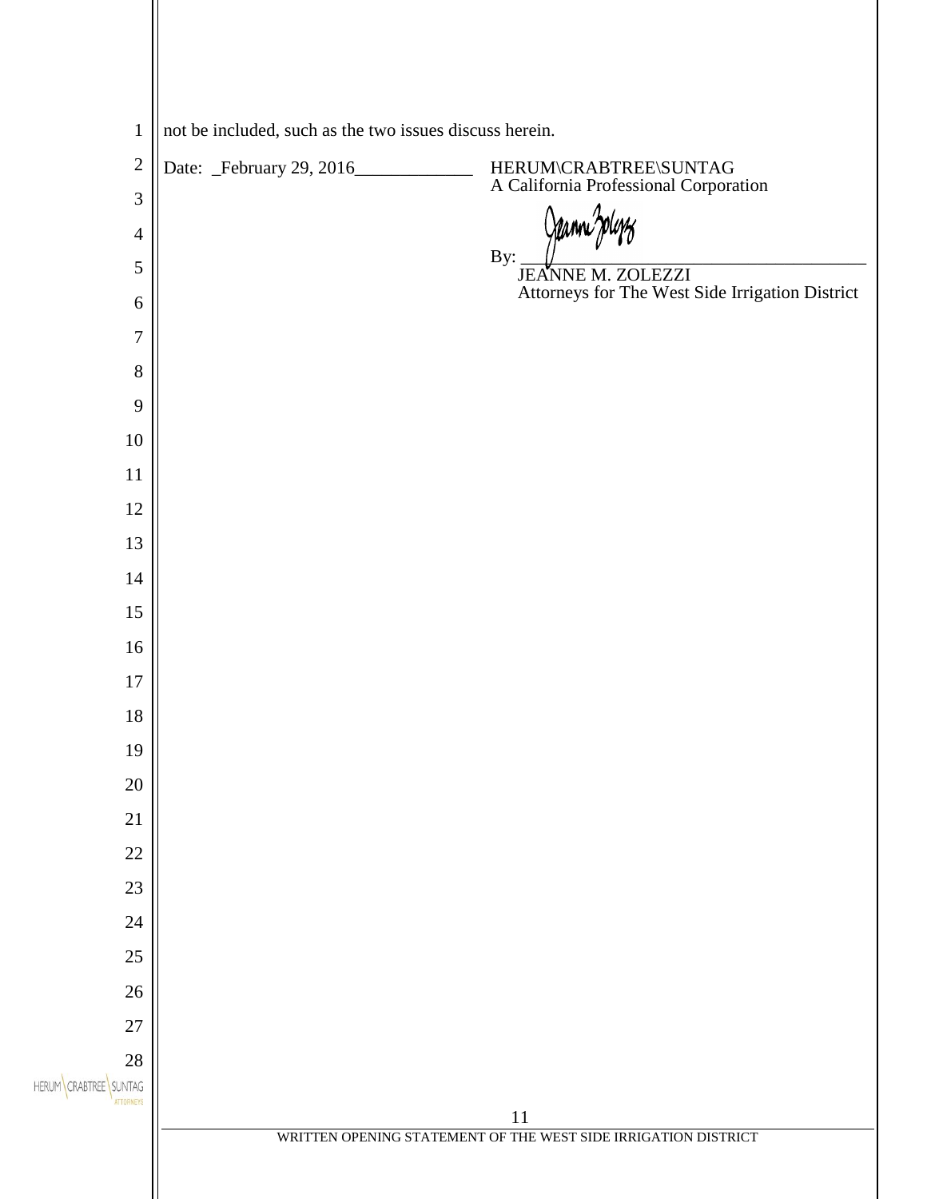not be included, such as the two issues discuss herein.

Date: _February 29, 2016_____________

HERUM\CRABTREE\SUNTAG
A California Professional Corporation

By: ______________________________________
JEANNE M. ZOLEZZI
Attorneys for The West Side Irrigation District